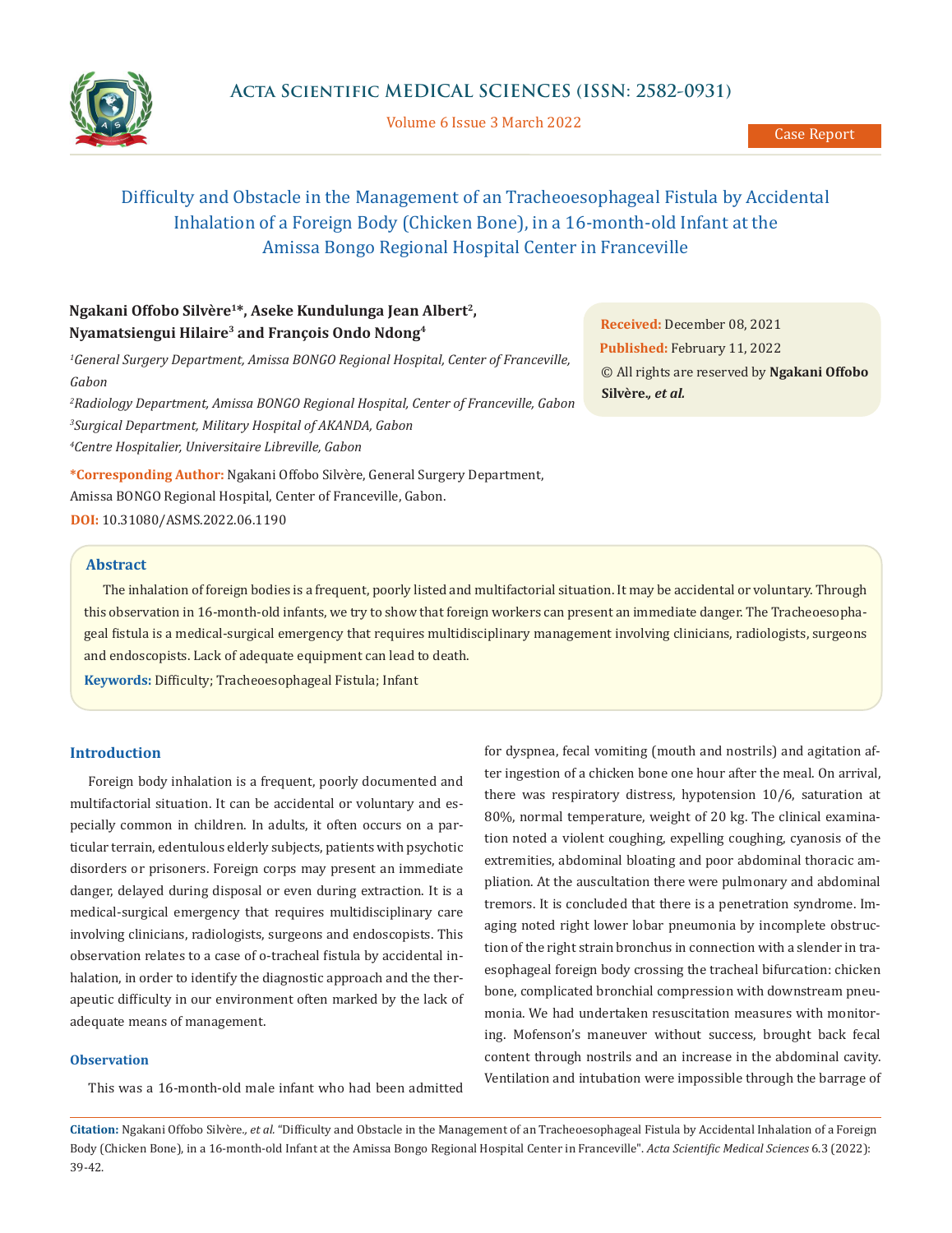# Difficulty and Obstacle in the Management of an Tracheoesophageal Fistula by Accidental Inhalation of a Foreign Body (Chicken Bone), in a 16-month-old Infant at the Amissa Bongo Regional Hospital Center in Franceville

**Ngakani Offobo Silvère[1]*, Aseke Kundulunga Jean Albert[2], Nyamatsiengui Hilaire[3] and François Ondo Ndong[4]**

*[1]General Surgery Department, Amissa BONGO Regional Hospital, Center of Franceville, Gabon*

*[2]Radiology Department, Amissa BONGO Regional Hospital, Center of Franceville, Gabon*

*[3]Surgical Department, Military Hospital of AKANDA, Gabon*

*[4]Centre Hospitalier, Universitaire Libreville, Gabon*

**\*Corresponding Author:** Ngakani Offobo Silvère, General Surgery Department, Amissa BONGO Regional Hospital, Center of Franceville, Gabon.

**DOI:** 10.31080/ASMS.2022.06.1190

**Received:** December 08, 2021

**Published:** February 11, 2022

© All rights are reserved by **Ngakani Offobo Silvère., *et al.***

## Abstract

The inhalation of foreign bodies is a frequent, poorly listed and multifactorial situation. It may be accidental or voluntary. Through this observation in 16-month-old infants, we try to show that foreign workers can present an immediate danger. The Tracheoesophageal fistula is a medical-surgical emergency that requires multidisciplinary management involving clinicians, radiologists, surgeons and endoscopists. Lack of adequate equipment can lead to death.

**Keywords:** Difficulty; Tracheoesophageal Fistula; Infant

## Introduction

Foreign body inhalation is a frequent, poorly documented and multifactorial situation. It can be accidental or voluntary and especially common in children. In adults, it often occurs on a particular terrain, edentulous elderly subjects, patients with psychotic disorders or prisoners. Foreign corps may present an immediate danger, delayed during disposal or even during extraction. It is a medical-surgical emergency that requires multidisciplinary care involving clinicians, radiologists, surgeons and endoscopists. This observation relates to a case of o-tracheal fistula by accidental inhalation, in order to identify the diagnostic approach and the therapeutic difficulty in our environment often marked by the lack of adequate means of management.

## Observation

This was a 16-month-old male infant who had been admitted for dyspnea, fecal vomiting (mouth and nostrils) and agitation after ingestion of a chicken bone one hour after the meal. On arrival, there was respiratory distress, hypotension 10/6, saturation at 80%, normal temperature, weight of 20 kg. The clinical examination noted a violent coughing, expelling coughing, cyanosis of the extremities, abdominal bloating and poor abdominal thoracic ampliation. At the auscultation there were pulmonary and abdominal tremors. It is concluded that there is a penetration syndrome. Imaging noted right lower lobar pneumonia by incomplete obstruction of the right strain bronchus in connection with a slender in traesophageal foreign body crossing the tracheal bifurcation: chicken bone, complicated bronchial compression with downstream pneumonia. We had undertaken resuscitation measures with monitoring. Mofenson's maneuver without success, brought back fecal content through nostrils and an increase in the abdominal cavity. Ventilation and intubation were impossible through the barrage of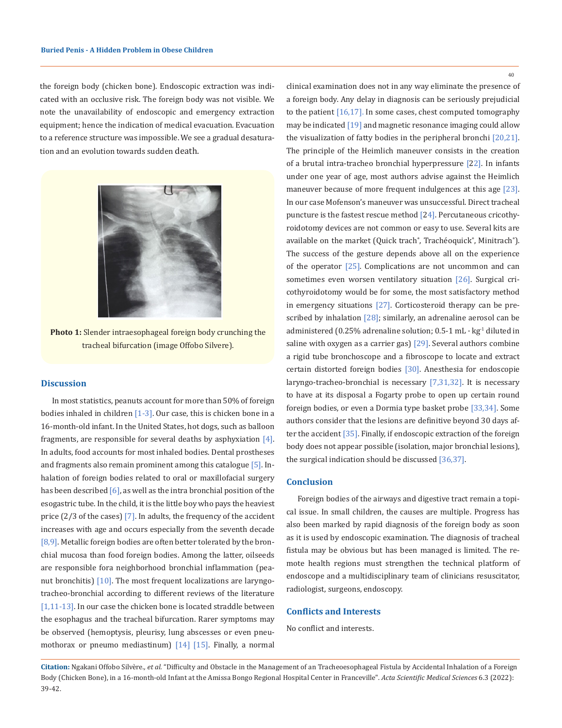the foreign body (chicken bone). Endoscopic extraction was indicated with an occlusive risk. The foreign body was not visible. We note the unavailability of endoscopic and emergency extraction equipment; hence the indication of medical evacuation. Evacuation to a reference structure was impossible. We see a gradual desaturation and an evolution towards sudden death.

**Photo 1:** Slender intraesophageal foreign body crunching the tracheal bifurcation (image Offobo Silvere).

## Discussion

In most statistics, peanuts account for more than 50% of foreign bodies inhaled in children [1-3]. Our case, this is chicken bone in a 16-month-old infant. In the United States, hot dogs, such as balloon fragments, are responsible for several deaths by asphyxiation [4]. In adults, food accounts for most inhaled bodies. Dental prostheses and fragments also remain prominent among this catalogue [5]. Inhalation of foreign bodies related to oral or maxillofacial surgery has been described [6], as well as the intra bronchial position of the esogastric tube. In the child, it is the little boy who pays the heaviest price (2/3 of the cases) [7]. In adults, the frequency of the accident increases with age and occurs especially from the seventh decade [8,9]. Metallic foreign bodies are often better tolerated by the bronchial mucosa than food foreign bodies. Among the latter, oilseeds are responsible fora neighborhood bronchial inflammation (peanut bronchitis) [10]. The most frequent localizations are laryngo-tracheo-bronchial according to different reviews of the literature [1,11-13]. In our case the chicken bone is located straddle between the esophagus and the tracheal bifurcation. Rarer symptoms may be observed (hemoptysis, pleurisy, lung abscesses or even pneumothorax or pneumo mediastinum) [14] [15]. Finally, a normal clinical examination does not in any way eliminate the presence of a foreign body. Any delay in diagnosis can be seriously prejudicial to the patient [16,17]. In some cases, chest computed tomography may be indicated [19] and magnetic resonance imaging could allow the visualization of fatty bodies in the peripheral bronchi [20,21]. The principle of the Heimlich maneuver consists in the creation of a brutal intra-tracheo bronchial hyperpressure [22]. In infants under one year of age, most authors advise against the Heimlich maneuver because of more frequent indulgences at this age [23]. In our case Mofenson's maneuver was unsuccessful. Direct tracheal puncture is the fastest rescue method [24]. Percutaneous cricothyroidotomy devices are not common or easy to use. Several kits are available on the market (Quick trach®, Trachéoquick®, Minitrach®). The success of the gesture depends above all on the experience of the operator [25]. Complications are not uncommon and can sometimes even worsen ventilatory situation [26]. Surgical cricothyroidotomy would be for some, the most satisfactory method in emergency situations [27]. Corticosteroid therapy can be prescribed by inhalation [28]; similarly, an adrenaline aerosol can be administered (0.25% adrenaline solution; 0.5-1 mL · $kg^{-1}$ diluted in saline with oxygen as a carrier gas) [29]. Several authors combine a rigid tube bronchoscope and a fibroscope to locate and extract certain distorted foreign bodies [30]. Anesthesia for endoscopie laryngo-tracheo-bronchial is necessary [7,31,32]. It is necessary to have at its disposal a Fogarty probe to open up certain round foreign bodies, or even a Dormia type basket probe [33,34]. Some authors consider that the lesions are definitive beyond 30 days after the accident [35]. Finally, if endoscopic extraction of the foreign body does not appear possible (isolation, major bronchial lesions), the surgical indication should be discussed [36,37].

## Conclusion

Foreign bodies of the airways and digestive tract remain a topical issue. In small children, the causes are multiple. Progress has also been marked by rapid diagnosis of the foreign body as soon as it is used by endoscopic examination. The diagnosis of tracheal fistula may be obvious but has been managed is limited. The remote health regions must strengthen the technical platform of endoscope and a multidisciplinary team of clinicians resuscitator, radiologist, surgeons, endoscopy.

## Conflicts and Interests

No conflict and interests.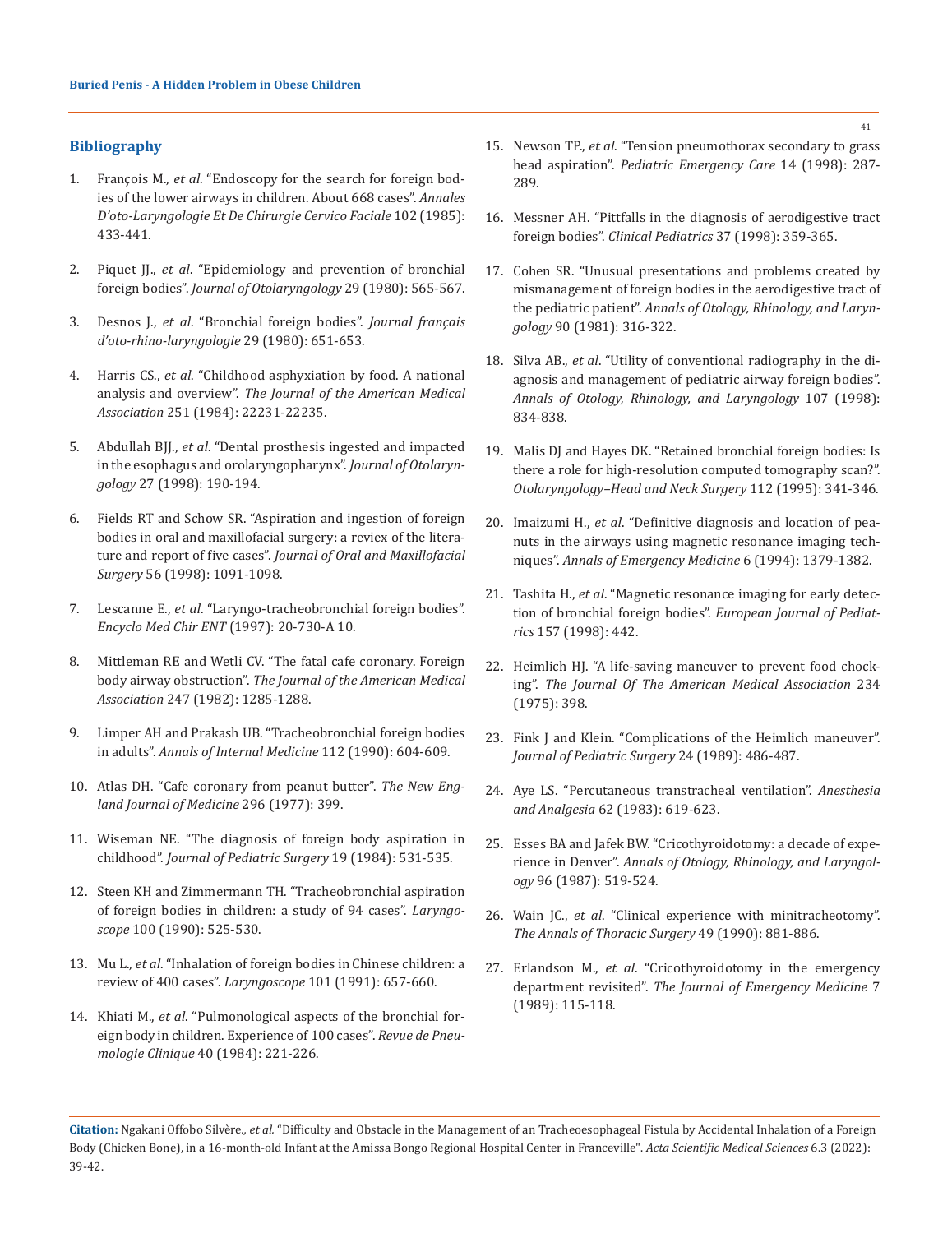## Bibliography

1. François M., *et al*. "Endoscopy for the search for foreign bodies of the lower airways in children. About 668 cases". *Annales D'oto-Laryngologie Et De Chirurgie Cervico Faciale* 102 (1985): 433-441.
2. Piquet JJ., *et al*. "Epidemiology and prevention of bronchial foreign bodies". *Journal of Otolaryngology* 29 (1980): 565-567.
3. Desnos J., *et al*. "Bronchial foreign bodies". *Journal français d'oto-rhino-laryngologie* 29 (1980): 651-653.
4. Harris CS., *et al*. "Childhood asphyxiation by food. A national analysis and overview". *The Journal of the American Medical Association* 251 (1984): 22231-22235.
5. Abdullah BJJ., *et al*. "Dental prosthesis ingested and impacted in the esophagus and orolaryngopharynx". *Journal of Otolaryngology* 27 (1998): 190-194.
6. Fields RT and Schow SR. "Aspiration and ingestion of foreign bodies in oral and maxillofacial surgery: a reviex of the literature and report of five cases". *Journal of Oral and Maxillofacial Surgery* 56 (1998): 1091-1098.
7. Lescanne E., *et al*. "Laryngo-tracheobronchial foreign bodies". *Encyclo Med Chir ENT* (1997): 20-730-A 10.
8. Mittleman RE and Wetli CV. "The fatal cafe coronary. Foreign body airway obstruction". *The Journal of the American Medical Association* 247 (1982): 1285-1288.
9. Limper AH and Prakash UB. "Tracheobronchial foreign bodies in adults". *Annals of Internal Medicine* 112 (1990): 604-609.
10. Atlas DH. "Cafe coronary from peanut butter". *The New England Journal of Medicine* 296 (1977): 399.
11. Wiseman NE. "The diagnosis of foreign body aspiration in childhood". *Journal of Pediatric Surgery* 19 (1984): 531-535.
12. Steen KH and Zimmermann TH. "Tracheobronchial aspiration of foreign bodies in children: a study of 94 cases". *Laryngoscope* 100 (1990): 525-530.
13. Mu L., *et al*. "Inhalation of foreign bodies in Chinese children: a review of 400 cases". *Laryngoscope* 101 (1991): 657-660.
14. Khiati M., *et al*. "Pulmonological aspects of the bronchial foreign body in children. Experience of 100 cases". *Revue de Pneumologie Clinique* 40 (1984): 221-226.
15. Newson TP., *et al*. "Tension pneumothorax secondary to grass head aspiration". *Pediatric Emergency Care* 14 (1998): 287-289.
16. Messner AH. "Pittfalls in the diagnosis of aerodigestive tract foreign bodies". *Clinical Pediatrics* 37 (1998): 359-365.
17. Cohen SR. "Unusual presentations and problems created by mismanagement of foreign bodies in the aerodigestive tract of the pediatric patient". *Annals of Otology, Rhinology, and Laryngology* 90 (1981): 316-322.
18. Silva AB., *et al*. "Utility of conventional radiography in the diagnosis and management of pediatric airway foreign bodies". *Annals of Otology, Rhinology, and Laryngology* 107 (1998): 834-838.
19. Malis DJ and Hayes DK. "Retained bronchial foreign bodies: Is there a role for high-resolution computed tomography scan?". *Otolaryngology–Head and Neck Surgery* 112 (1995): 341-346.
20. Imaizumi H., *et al*. "Definitive diagnosis and location of peanuts in the airways using magnetic resonance imaging techniques". *Annals of Emergency Medicine* 6 (1994): 1379-1382.
21. Tashita H., *et al*. "Magnetic resonance imaging for early detection of bronchial foreign bodies". *European Journal of Pediatrics* 157 (1998): 442.
22. Heimlich HJ. "A life-saving maneuver to prevent food chocking". *The Journal Of The American Medical Association* 234 (1975): 398.
23. Fink J and Klein. "Complications of the Heimlich maneuver". *Journal of Pediatric Surgery* 24 (1989): 486-487.
24. Aye LS. "Percutaneous transtracheal ventilation". *Anesthesia and Analgesia* 62 (1983): 619-623.
25. Esses BA and Jafek BW. "Cricothyroidotomy: a decade of experience in Denver". *Annals of Otology, Rhinology, and Laryngology* 96 (1987): 519-524.
26. Wain JC., *et al*. "Clinical experience with minitracheotomy". *The Annals of Thoracic Surgery* 49 (1990): 881-886.
27. Erlandson M., *et al*. "Cricothyroidotomy in the emergency department revisited". *The Journal of Emergency Medicine* 7 (1989): 115-118.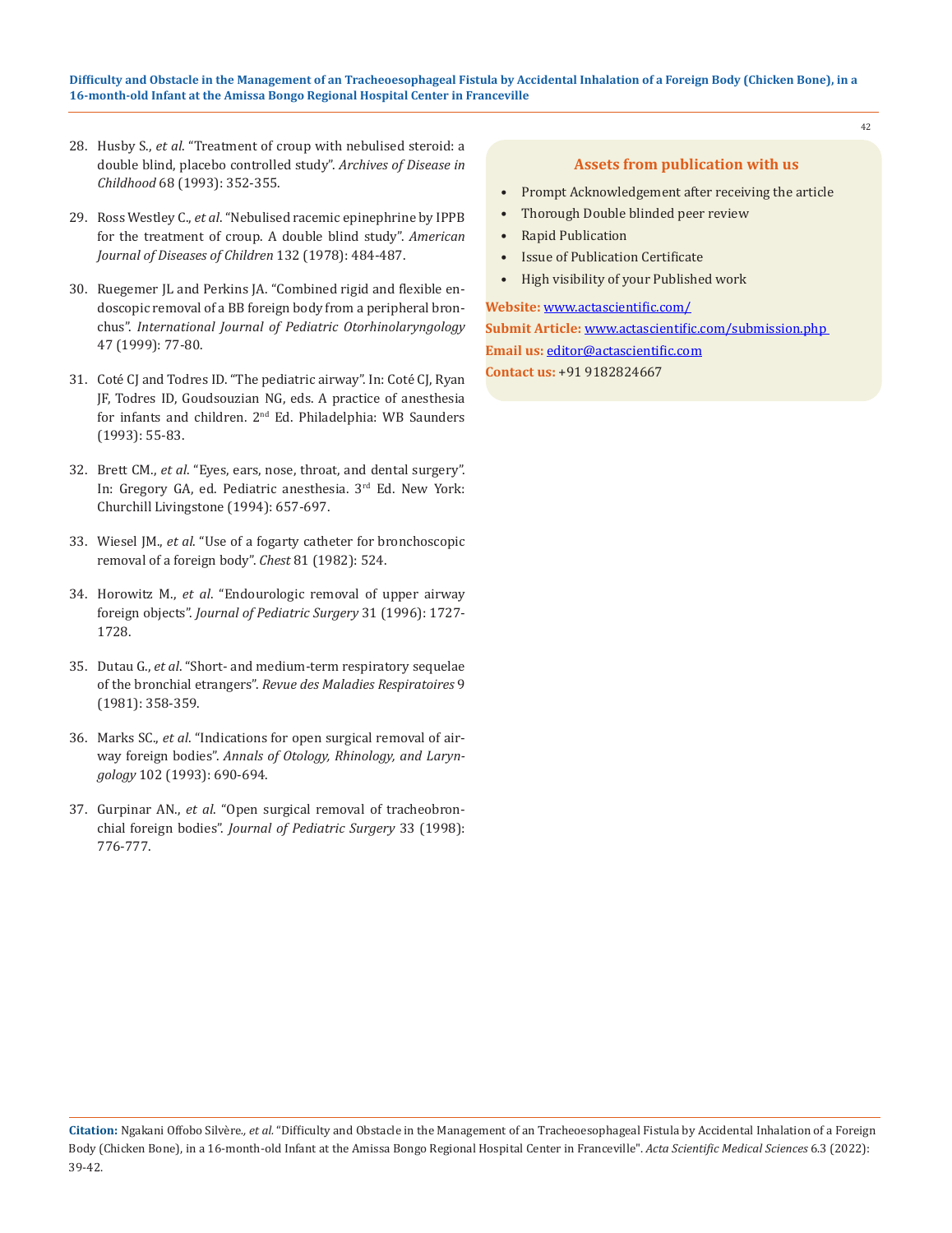28. Husby S., *et al*. "Treatment of croup with nebulised steroid: a double blind, placebo controlled study". *Archives of Disease in Childhood* 68 (1993): 352-355.

29. Ross Westley C., *et al*. "Nebulised racemic epinephrine by IPPB for the treatment of croup. A double blind study". *American Journal of Diseases of Children* 132 (1978): 484-487.

30. Ruegemer JL and Perkins JA. "Combined rigid and flexible endoscopic removal of a BB foreign body from a peripheral bronchus". *International Journal of Pediatric Otorhinolaryngology* 47 (1999): 77-80.

31. Coté CJ and Todres ID. "The pediatric airway". In: Coté CJ, Ryan JF, Todres ID, Goudsouzian NG, eds. A practice of anesthesia for infants and children. 2nd Ed. Philadelphia: WB Saunders (1993): 55-83.

32. Brett CM., *et al*. "Eyes, ears, nose, throat, and dental surgery". In: Gregory GA, ed. Pediatric anesthesia. 3rd Ed. New York: Churchill Livingstone (1994): 657-697.

33. Wiesel JM., *et al*. "Use of a fogarty catheter for bronchoscopic removal of a foreign body". *Chest* 81 (1982): 524.

34. Horowitz M., *et al*. "Endourologic removal of upper airway foreign objects". *Journal of Pediatric Surgery* 31 (1996): 1727-1728.

35. Dutau G., *et al*. "Short- and medium-term respiratory sequelae of the bronchial etrangers". *Revue des Maladies Respiratoires* 9 (1981): 358-359.

36. Marks SC., *et al*. "Indications for open surgical removal of airway foreign bodies". *Annals of Otology, Rhinology, and Laryngology* 102 (1993): 690-694.

37. Gurpinar AN., *et al*. "Open surgical removal of tracheobronchial foreign bodies". *Journal of Pediatric Surgery* 33 (1998): 776-777.

### Assets from publication with us

- Prompt Acknowledgement after receiving the article
- Thorough Double blinded peer review
- Rapid Publication
- Issue of Publication Certificate
- High visibility of your Published work

**Website:** www.actascientific.com/

**Submit Article:** www.actascientific.com/submission.php

**Email us:** editor@actascientific.com

**Contact us:** +91 9182824667